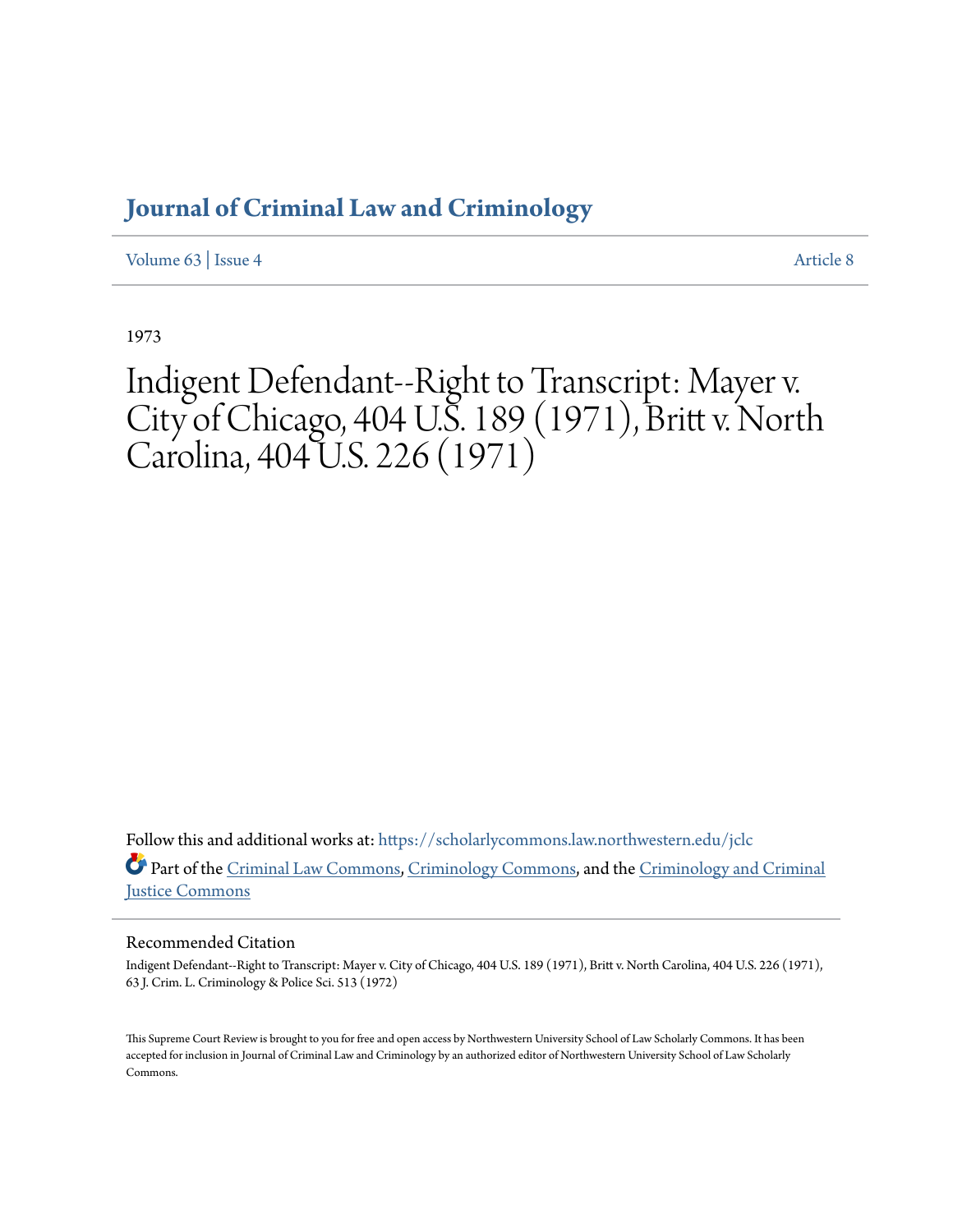# Journal of Criminal Law and Criminology

Volume 63 | Issue 4 Article 8

1973

# Indigent Defendant--Right to Transcript: Mayer v. City of Chicago, 404 U.S. 189 (1971), Britt v. North Carolina, 404 U.S. 226 (1971)

Follow this and additional works at: https://scholarlycommons.law.northwestern.edu/jclc

Part of the Criminal Law Commons, Criminology Commons, and the Criminology and Criminal Justice Commons

## Recommended Citation

Indigent Defendant--Right to Transcript: Mayer v. City of Chicago, 404 U.S. 189 (1971), Britt v. North Carolina, 404 U.S. 226 (1971), 63 J. Crim. L. Criminology & Police Sci. 513 (1972)

This Supreme Court Review is brought to you for free and open access by Northwestern University School of Law Scholarly Commons. It has been accepted for inclusion in Journal of Criminal Law and Criminology by an authorized editor of Northwestern University School of Law Scholarly Commons.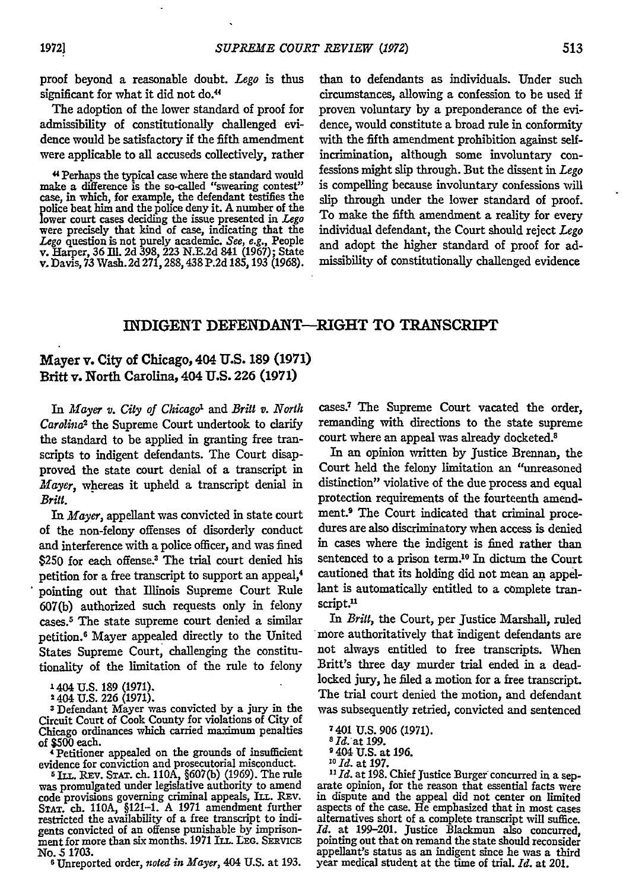proof beyond a reasonable doubt. *Lego* is thus significant for what it did not do.[44]

The adoption of the lower standard of proof for admissibility of constitutionally challenged evidence would be satisfactory if the fifth amendment were applicable to all accuseds collectively, rather than to defendants as individuals. Under such circumstances, allowing a confession to be used if proven voluntary by a preponderance of the evidence, would constitute a broad rule in conformity with the fifth amendment prohibition against self-incrimination, although some involuntary confessions might slip through. But the dissent in *Lego* is compelling because involuntary confessions will slip through under the lower standard of proof. To make the fifth amendment a reality for every individual defendant, the Court should reject *Lego* and adopt the higher standard of proof for admissibility of constitutionally challenged evidence

[44] Perhaps the typical case where the standard would make a difference is the so-called "swearing contest" case, in which, for example, the defendant testifies the police beat him and the police deny it. A number of the lower court cases deciding the issue presented in *Lego* were precisely that kind of case, indicating that the *Lego* question is not purely academic. *See, e.g.,* People v. Harper, 36 Ill. 2d 398, 223 N.E.2d 841 (1967); State v. Davis, 73 Wash. 2d 271, 288, 438 P.2d 185, 193 (1968).

## INDIGENT DEFENDANT—RIGHT TO TRANSCRIPT

### Mayer v. City of Chicago, 404 U.S. 189 (1971)
### Britt v. North Carolina, 404 U.S. 226 (1971)

In *Mayer v. City of Chicago*[1] and *Britt v. North Carolina*[2] the Supreme Court undertook to clarify the standard to be applied in granting free transcripts to indigent defendants. The Court disapproved the state court denial of a transcript in *Mayer*, whereas it upheld a transcript denial in *Britt*.

In *Mayer*, appellant was convicted in state court of the non-felony offenses of disorderly conduct and interference with a police officer, and was fined \$250 for each offense.[3] The trial court denied his petition for a free transcript to support an appeal,[4] pointing out that Illinois Supreme Court Rule 607(b) authorized such requests only in felony cases.[5] The state supreme court denied a similar petition.[6] Mayer appealed directly to the United States Supreme Court, challenging the constitutionality of the limitation of the rule to felony cases.[7] The Supreme Court vacated the order, remanding with directions to the state supreme court where an appeal was already docketed.[8]

In an opinion written by Justice Brennan, the Court held the felony limitation an "unreasoned distinction" violative of the due process and equal protection requirements of the fourteenth amendment.[9] The Court indicated that criminal procedures are also discriminatory when access is denied in cases where the indigent is fined rather than sentenced to a prison term.[10] In dictum the Court cautioned that its holding did not mean an appellant is automatically entitled to a complete transcript.[11]

In *Britt*, the Court, per Justice Marshall, ruled more authoritatively that indigent defendants are not always entitled to free transcripts. When Britt's three day murder trial ended in a deadlocked jury, he filed a motion for a free transcript. The trial court denied the motion, and defendant was subsequently retried, convicted and sentenced

[1] 404 U.S. 189 (1971).

[2] 404 U.S. 226 (1971).

[3] Defendant Mayer was convicted by a jury in the Circuit Court of Cook County for violations of City of Chicago ordinances which carried maximum penalties of \$500 each.

[4] Petitioner appealed on the grounds of insufficient evidence for conviction and prosecutorial misconduct.

[5] ILL. REV. STAT. ch. 110A, §607(b) (1969). The rule was promulgated under legislative authority to amend code provisions governing criminal appeals, ILL. REV. STAT. ch. 110A, §121-1. A 1971 amendment further restricted the availability of a free transcript to indigents convicted of an offense punishable by imprisonment for more than six months. 1971 ILL. LEG. SERVICE No. 5 1703.

[6] Unreported order, *noted in Mayer*, 404 U.S. at 193.

[7] 401 U.S. 906 (1971).

[8] *Id.* at 199.

[9] 404 U.S. at 196.

[10] *Id.* at 197.

[11] *Id.* at 198. Chief Justice Burger concurred in a separate opinion, for the reason that essential facts were in dispute and the appeal did not center on limited aspects of the case. He emphasized that in most cases alternatives short of a complete transcript will suffice. *Id.* at 199–201. Justice Blackmun also concurred, pointing out that on remand the state should reconsider appellant's status as an indigent since he was a third year medical student at the time of trial. *Id.* at 201.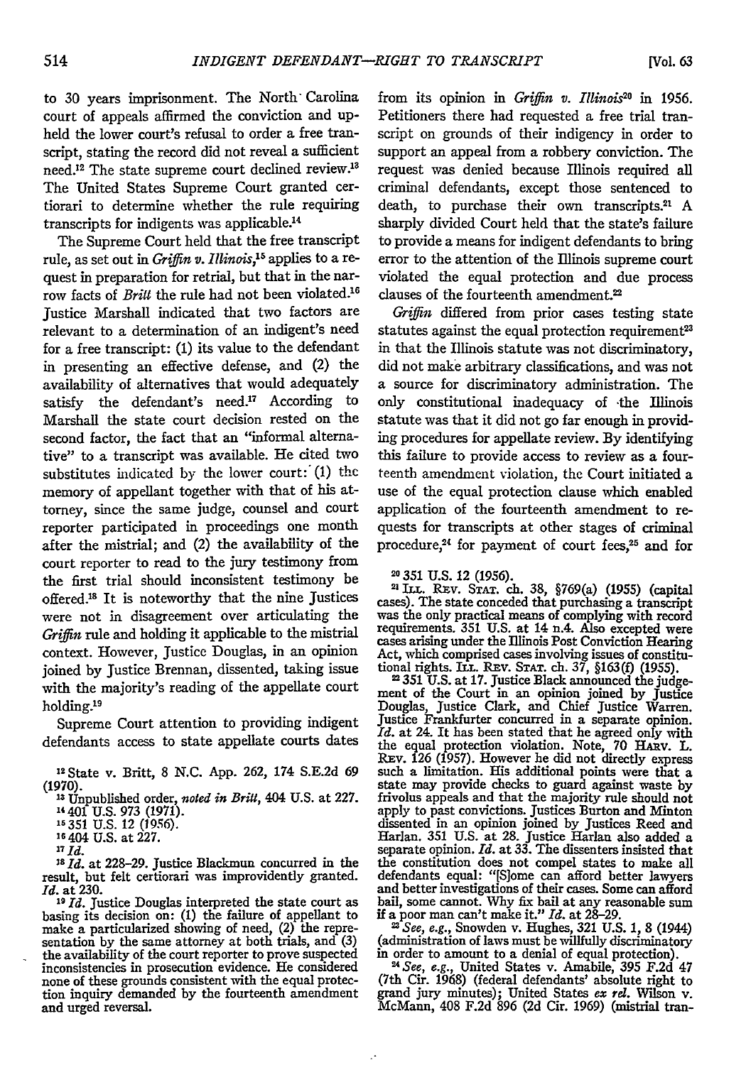to 30 years imprisonment. The North Carolina court of appeals affirmed the conviction and upheld the lower court's refusal to order a free transcript, stating the record did not reveal a sufficient need.[12] The state supreme court declined review.[13] The United States Supreme Court granted certiorari to determine whether the rule requiring transcripts for indigents was applicable.[14]

The Supreme Court held that the free transcript rule, as set out in *Griffin v. Illinois*,[15] applies to a request in preparation for retrial, but that in the narrow facts of *Britt* the rule had not been violated.[16] Justice Marshall indicated that two factors are relevant to a determination of an indigent's need for a free transcript: (1) its value to the defendant in presenting an effective defense, and (2) the availability of alternatives that would adequately satisfy the defendant's need.[17] According to Marshall the state court decision rested on the second factor, the fact that an "informal alternative" to a transcript was available. He cited two substitutes indicated by the lower court: (1) the memory of appellant together with that of his attorney, since the same judge, counsel and court reporter participated in proceedings one month after the mistrial; and (2) the availability of the court reporter to read to the jury testimony from the first trial should inconsistent testimony be offered.[18] It is noteworthy that the nine Justices were not in disagreement over articulating the *Griffin* rule and holding it applicable to the mistrial context. However, Justice Douglas, in an opinion joined by Justice Brennan, dissented, taking issue with the majority's reading of the appellate court holding.[19]

Supreme Court attention to providing indigent defendants access to state appellate courts dates from its opinion in *Griffin v. Illinois*[20] in 1956. Petitioners there had requested a free trial transcript on grounds of their indigency in order to support an appeal from a robbery conviction. The request was denied because Illinois required all criminal defendants, except those sentenced to death, to purchase their own transcripts.[21] A sharply divided Court held that the state's failure to provide a means for indigent defendants to bring error to the attention of the Illinois supreme court violated the equal protection and due process clauses of the fourteenth amendment.[22]

*Griffin* differed from prior cases testing state statutes against the equal protection requirement[23] in that the Illinois statute was not discriminatory, did not make arbitrary classifications, and was not a source for discriminatory administration. The only constitutional inadequacy of the Illinois statute was that it did not go far enough in providing procedures for appellate review. By identifying this failure to provide access to review as a fourteenth amendment violation, the Court initiated a use of the equal protection clause which enabled application of the fourteenth amendment to requests for transcripts at other stages of criminal procedure,[24] for payment of court fees,[25] and for

---

[12] State v. Britt, 8 N.C. App. 262, 174 S.E.2d 69 (1970).

[13] Unpublished order, *noted in Britt*, 404 U.S. at 227.

[14] 401 U.S. 973 (1971).

[15] 351 U.S. 12 (1956).

[16] 404 U.S. at 227.

[17] *Id.*

[18] *Id.* at 228–29. Justice Blackmun concurred in the result, but felt certiorari was improvidently granted. *Id.* at 230.

[19] *Id.* Justice Douglas interpreted the state court as basing its decision on: (1) the failure of appellant to make a particularized showing of need, (2) the representation by the same attorney at both trials, and (3) the availability of the court reporter to prove suspected inconsistencies in prosecution evidence. He considered none of these grounds consistent with the equal protection inquiry demanded by the fourteenth amendment and urged reversal.

[20] 351 U.S. 12 (1956).

[21] ILL. REV. STAT. ch. 38, §769(a) (1955) (capital cases). The state conceded that purchasing a transcript was the only practical means of complying with record requirements. 351 U.S. at 14 n.4. Also excepted were cases arising under the Illinois Post Conviction Hearing Act, which comprised cases involving issues of constitutional rights. ILL. REV. STAT. ch. 37, §163(f) (1955).

[22] 351 U.S. at 17. Justice Black announced the judgement of the Court in an opinion joined by Justice Douglas, Justice Clark, and Chief Justice Warren. Justice Frankfurter concurred in a separate opinion. *Id.* at 24. It has been stated that he agreed only with the equal protection violation. Note, 70 HARV. L. REV. 126 (1957). However he did not directly express such a limitation. His additional points were that a state may provide checks to guard against waste by frivolous appeals and that the majority rule should not apply to past convictions. Justices Burton and Minton dissented in an opinion joined by Justices Reed and Harlan. 351 U.S. at 28. Justice Harlan also added a separate opinion. *Id.* at 33. The dissenters insisted that the constitution does not compel states to make all defendants equal: "[S]ome can afford better lawyers and better investigations of their cases. Some can afford bail, some cannot. Why fix bail at any reasonable sum if a poor man can't make it." *Id.* at 28–29.

[23] *See, e.g.*, Snowden v. Hughes, 321 U.S. 1, 8 (1944) (administration of laws must be willfully discriminatory in order to amount to a denial of equal protection).

[24] *See, e.g.*, United States v. Amabile, 395 F.2d 47 (7th Cir. 1968) (federal defendants' absolute right to grand jury minutes); United States *ex rel.* Wilson v. McMann, 408 F.2d 896 (2d Cir. 1969) (mistrial tran-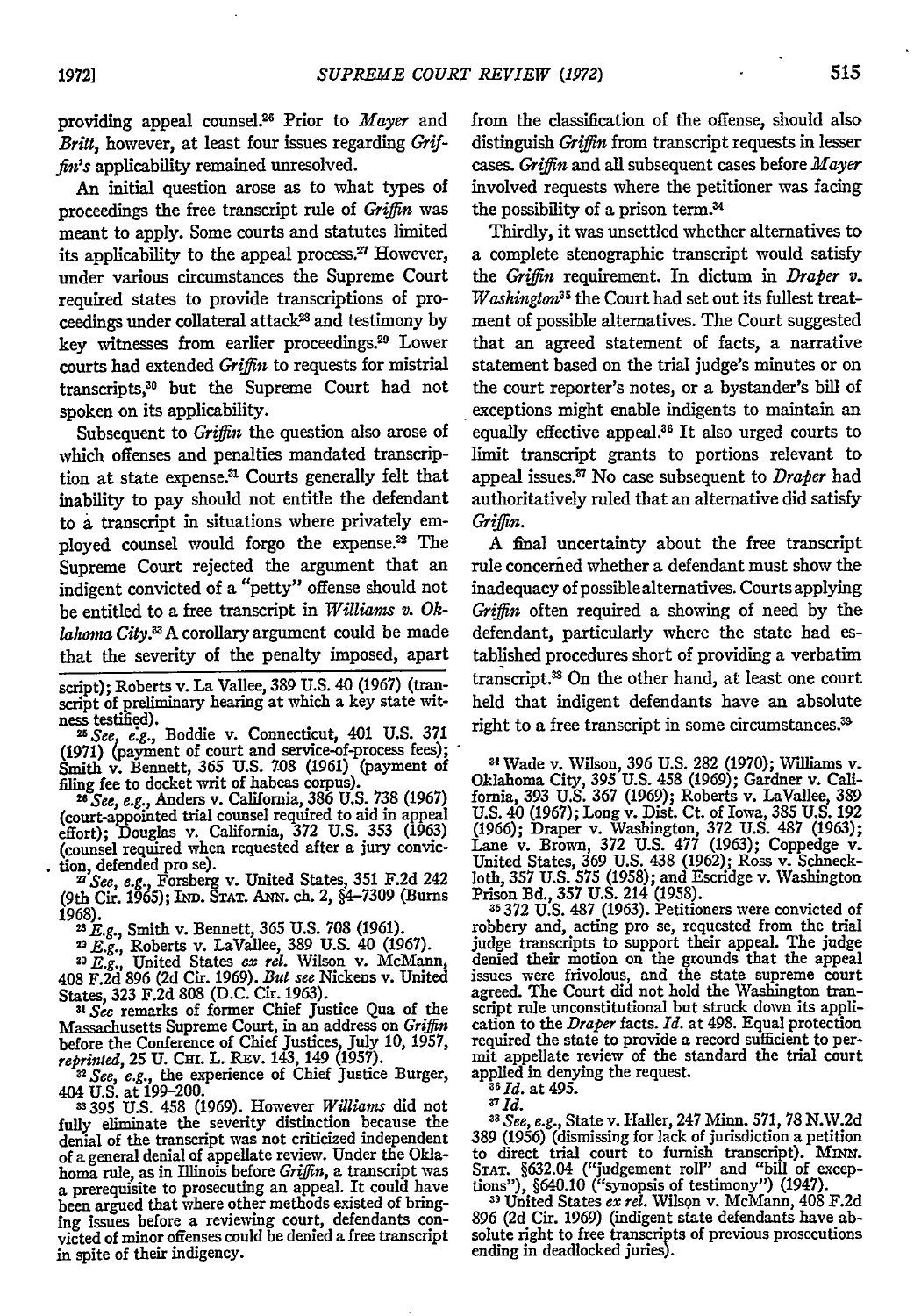providing appeal counsel.[26] Prior to *Mayer* and *Britt*, however, at least four issues regarding *Griffin's* applicability remained unresolved.

An initial question arose as to what types of proceedings the free transcript rule of *Griffin* was meant to apply. Some courts and statutes limited its applicability to the appeal process.[27] However, under various circumstances the Supreme Court required states to provide transcriptions of proceedings under collateral attack[28] and testimony by key witnesses from earlier proceedings.[29] Lower courts had extended *Griffin* to requests for mistrial transcripts,[30] but the Supreme Court had not spoken on its applicability.

Subsequent to *Griffin* the question also arose of which offenses and penalties mandated transcription at state expense.[31] Courts generally felt that inability to pay should not entitle the defendant to a transcript in situations where privately employed counsel would forgo the expense.[32] The Supreme Court rejected the argument that an indigent convicted of a "petty" offense should not be entitled to a free transcript in *Williams v. Oklahoma City*.[33] A corollary argument could be made that the severity of the penalty imposed, apart from the classification of the offense, should also distinguish *Griffin* from transcript requests in lesser cases. *Griffin* and all subsequent cases before *Mayer* involved requests where the petitioner was facing the possibility of a prison term.[34]

Thirdly, it was unsettled whether alternatives to a complete stenographic transcript would satisfy the *Griffin* requirement. In dictum in *Draper v. Washington*[35] the Court had set out its fullest treatment of possible alternatives. The Court suggested that an agreed statement of facts, a narrative statement based on the trial judge's minutes or on the court reporter's notes, or a bystander's bill of exceptions might enable indigents to maintain an equally effective appeal.[36] It also urged courts to limit transcript grants to portions relevant to appeal issues.[37] No case subsequent to *Draper* had authoritatively ruled that an alternative did satisfy *Griffin*.

A final uncertainty about the free transcript rule concerned whether a defendant must show the inadequacy of possible alternatives. Courts applying *Griffin* often required a showing of need by the defendant, particularly where the state had established procedures short of providing a verbatim transcript.[38] On the other hand, at least one court held that indigent defendants have an absolute right to a free transcript in some circumstances.[39]

script); Roberts v. La Vallee, 389 U.S. 40 (1967) (transcript of preliminary hearing at which a key state witness testified).

[25] *See, e.g.*, Boddie v. Connecticut, 401 U.S. 371 (1971) (payment of court and service-of-process fees); Smith v. Bennett, 365 U.S. 708 (1961) (payment of filing fee to docket writ of habeas corpus).

[26] *See, e.g.*, Anders v. California, 386 U.S. 738 (1967) (court-appointed trial counsel required to aid in appeal effort); Douglas v. California, 372 U.S. 353 (1963) (counsel required when requested after a jury conviction, defended pro se).

[27] *See, e.g.*, Forsberg v. United States, 351 F.2d 242 (9th Cir. 1965); IND. STAT. ANN. ch. 2, §4-7309 (Burns 1968).

[28] *E.g.*, Smith v. Bennett, 365 U.S. 708 (1961).

[29] *E.g.*, Roberts v. LaVallee, 389 U.S. 40 (1967).

[30] *E.g.*, United States *ex rel.* Wilson v. McMann, 408 F.2d 896 (2d Cir. 1969). *But see* Nickens v. United States, 323 F.2d 808 (D.C. Cir. 1963).

[31] *See* remarks of former Chief Justice Qua of the Massachusetts Supreme Court, in an address on *Griffin* before the Conference of Chief Justices, July 10, 1957, *reprinted*, 25 U. CHI. L. REV. 143, 149 (1957).

[32] *See, e.g.*, the experience of Chief Justice Burger, 404 U.S. at 199-200.

[33] 395 U.S. 458 (1969). However *Williams* did not fully eliminate the severity distinction because the denial of the transcript was not criticized independent of a general denial of appellate review. Under the Oklahoma rule, as in Illinois before *Griffin*, a transcript was a prerequisite to prosecuting an appeal. It could have been argued that where other methods existed of bringing issues before a reviewing court, defendants convicted of minor offenses could be denied a free transcript in spite of their indigency.

[34] Wade v. Wilson, 396 U.S. 282 (1970); Williams v. Oklahoma City, 395 U.S. 458 (1969); Gardner v. California, 393 U.S. 367 (1969); Roberts v. LaVallee, 389 U.S. 40 (1967); Long v. Dist. Ct. of Iowa, 385 U.S. 192 (1966); Draper v. Washington, 372 U.S. 487 (1963); Lane v. Brown, 372 U.S. 477 (1963); Coppedge v. United States, 369 U.S. 438 (1962); Ross v. Schneckloth, 357 U.S. 575 (1958); and Escridge v. Washington Prison Bd., 357 U.S. 214 (1958).

[35] 372 U.S. 487 (1963). Petitioners were convicted of robbery and, acting pro se, requested from the trial judge transcripts to support their appeal. The judge denied their motion on the grounds that the appeal issues were frivolous, and the state supreme court agreed. The Court did not hold the Washington transcript rule unconstitutional but struck down its application to the *Draper* facts. *Id.* at 498. Equal protection required the state to provide a record sufficient to permit appellate review of the standard the trial court applied in denying the request.

[36] *Id.* at 495.

[37] *Id.*

[38] *See, e.g.*, State v. Haller, 247 Minn. 571, 78 N.W.2d 389 (1956) (dismissing for lack of jurisdiction a petition to direct trial court to furnish transcript). MINN. STAT. §632.04 ("judgement roll" and "bill of exceptions"), §640.10 ("synopsis of testimony") (1947).

[39] United States *ex rel.* Wilson v. McMann, 408 F.2d 896 (2d Cir. 1969) (indigent state defendants have absolute right to free transcripts of previous prosecutions ending in deadlocked juries).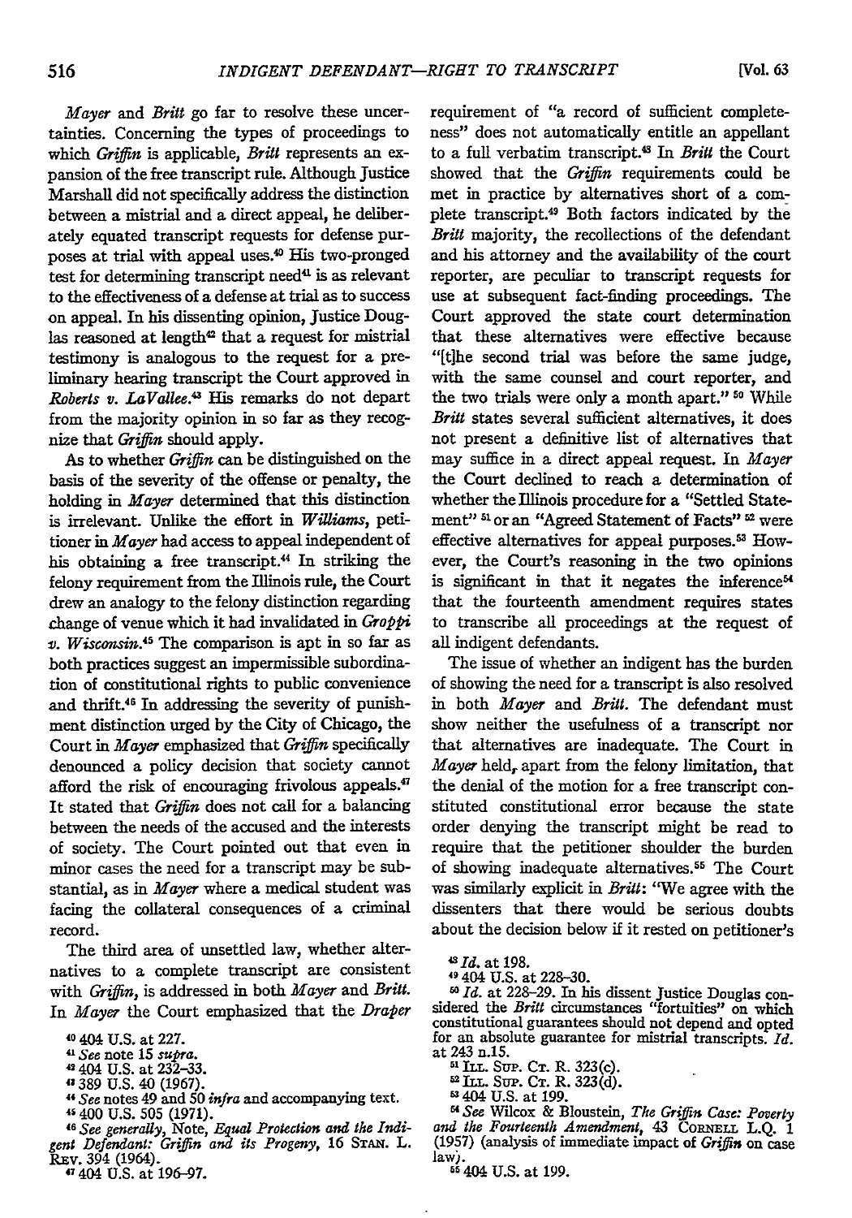*Mayer* and *Britt* go far to resolve these uncertainties. Concerning the types of proceedings to which *Griffin* is applicable, *Britt* represents an expansion of the free transcript rule. Although Justice Marshall did not specifically address the distinction between a mistrial and a direct appeal, he deliberately equated transcript requests for defense purposes at trial with appeal uses.[40] His two-pronged test for determining transcript need[41] is as relevant to the effectiveness of a defense at trial as to success on appeal. In his dissenting opinion, Justice Douglas reasoned at length[42] that a request for mistrial testimony is analogous to the request for a preliminary hearing transcript the Court approved in *Roberts v. LaVallee*.[43] His remarks do not depart from the majority opinion in so far as they recognize that *Griffin* should apply.

As to whether *Griffin* can be distinguished on the basis of the severity of the offense or penalty, the holding in *Mayer* determined that this distinction is irrelevant. Unlike the effort in *Williams*, petitioner in *Mayer* had access to appeal independent of his obtaining a free transcript.[44] In striking the felony requirement from the Illinois rule, the Court drew an analogy to the felony distinction regarding change of venue which it had invalidated in *Groppi v. Wisconsin*.[45] The comparison is apt in so far as both practices suggest an impermissible subordination of constitutional rights to public convenience and thrift.[46] In addressing the severity of punishment distinction urged by the City of Chicago, the Court in *Mayer* emphasized that *Griffin* specifically denounced a policy decision that society cannot afford the risk of encouraging frivolous appeals.[47] It stated that *Griffin* does not call for a balancing between the needs of the accused and the interests of society. The Court pointed out that even in minor cases the need for a transcript may be substantial, as in *Mayer* where a medical student was facing the collateral consequences of a criminal record.

The third area of unsettled law, whether alternatives to a complete transcript are consistent with *Griffin*, is addressed in both *Mayer* and *Britt*. In *Mayer* the Court emphasized that the *Draper* requirement of "a record of sufficient completeness" does not automatically entitle an appellant to a full verbatim transcript.[48] In *Britt* the Court showed that the *Griffin* requirements could be met in practice by alternatives short of a complete transcript.[49] Both factors indicated by the *Britt* majority, the recollections of the defendant and his attorney and the availability of the court reporter, are peculiar to transcript requests for use at subsequent fact-finding proceedings. The Court approved the state court determination that these alternatives were effective because "[t]he second trial was before the same judge, with the same counsel and court reporter, and the two trials were only a month apart."[50] While *Britt* states several sufficient alternatives, it does not present a definitive list of alternatives that may suffice in a direct appeal request. In *Mayer* the Court declined to reach a determination of whether the Illinois procedure for a "Settled Statement"[51] or an "Agreed Statement of Facts"[52] were effective alternatives for appeal purposes.[53] However, the Court's reasoning in the two opinions is significant in that it negates the inference[54] that the fourteenth amendment requires states to transcribe all proceedings at the request of all indigent defendants.

The issue of whether an indigent has the burden of showing the need for a transcript is also resolved in both *Mayer* and *Britt*. The defendant must show neither the usefulness of a transcript nor that alternatives are inadequate. The Court in *Mayer* held, apart from the felony limitation, that the denial of the motion for a free transcript constituted constitutional error because the state order denying the transcript might be read to require that the petitioner shoulder the burden of showing inadequate alternatives.[55] The Court was similarly explicit in *Britt*: "We agree with the dissenters that there would be serious doubts about the decision below if it rested on petitioner's

---

[40] 404 U.S. at 227.

[41] *See* note 15 *supra*.

[42] 404 U.S. at 232–33.

[43] 389 U.S. 40 (1967).

[44] *See* notes 49 and 50 *infra* and accompanying text.

[45] 400 U.S. 505 (1971).

[46] *See generally*, Note, *Equal Protection and the Indigent Defendant: Griffin and its Progeny*, 16 STAN. L. REV. 394 (1964).

[47] 404 U.S. at 196–97.

[48] *Id.* at 198.

[49] 404 U.S. at 228–30.

[50] *Id.* at 228–29. In his dissent Justice Douglas considered the *Britt* circumstances "fortuities" on which constitutional guarantees should not depend and opted for an absolute guarantee for mistrial transcripts. *Id.* at 243 n.15.

[51] ILL. SUP. CT. R. 323(c).

[52] ILL. SUP. CT. R. 323(d).

[53] 404 U.S. at 199.

[54] *See* Wilcox & Bloustein, *The Griffin Case: Poverty and the Fourteenth Amendment*, 43 CORNELL L.Q. 1 (1957) (analysis of immediate impact of *Griffin* on case law).

[55] 404 U.S. at 199.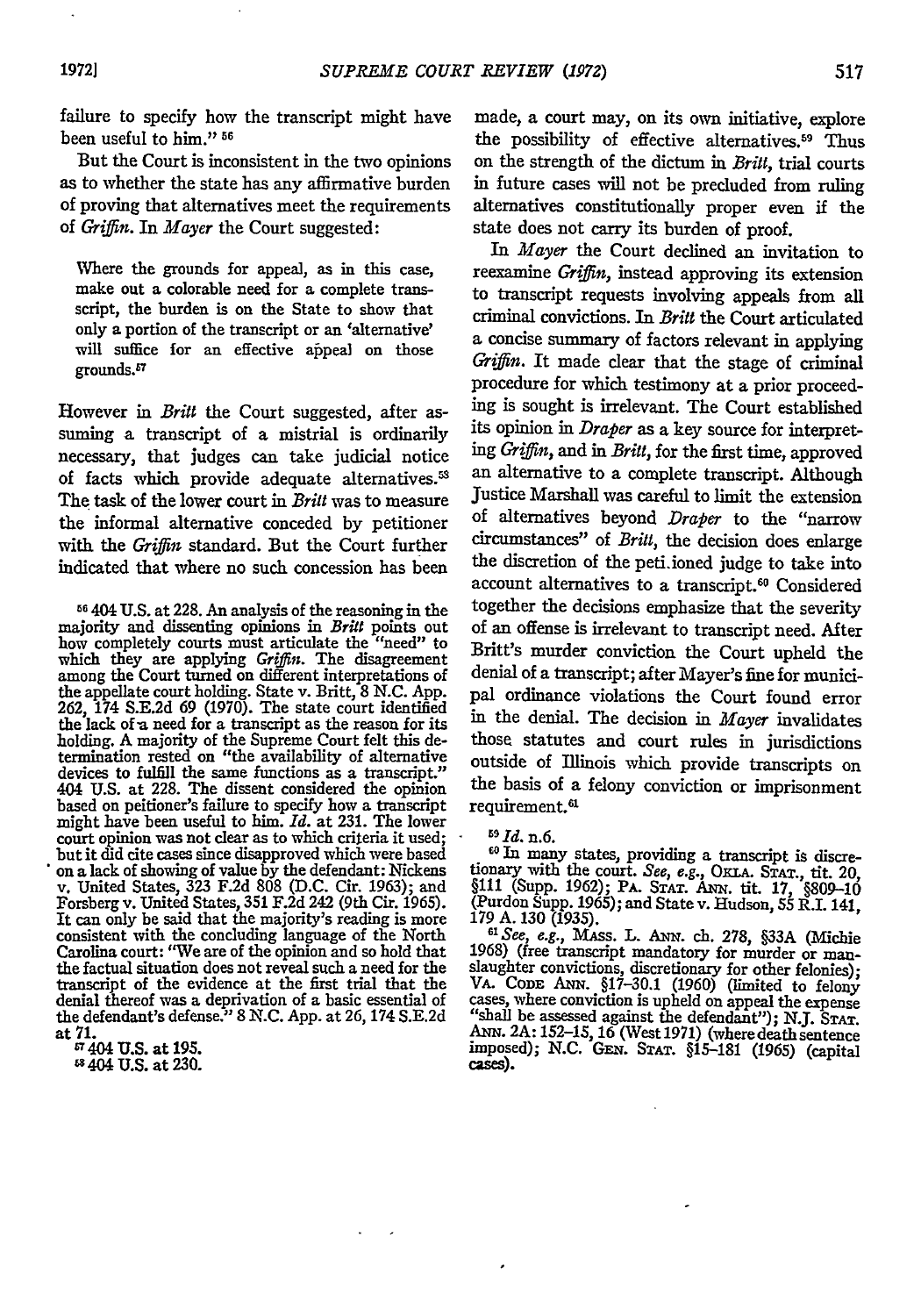failure to specify how the transcript might have been useful to him."[56]

But the Court is inconsistent in the two opinions as to whether the state has any affirmative burden of proving that alternatives meet the requirements of *Griffin*. In *Mayer* the Court suggested:

> Where the grounds for appeal, as in this case, make out a colorable need for a complete transcript, the burden is on the State to show that only a portion of the transcript or an 'alternative' will suffice for an effective appeal on those grounds.[57]

However in *Britt* the Court suggested, after assuming a transcript of a mistrial is ordinarily necessary, that judges can take judicial notice of facts which provide adequate alternatives.[58] The task of the lower court in *Britt* was to measure the informal alternative conceded by petitioner with the *Griffin* standard. But the Court further indicated that where no such concession has been made, a court may, on its own initiative, explore the possibility of effective alternatives.[59] Thus on the strength of the dictum in *Britt*, trial courts in future cases will not be precluded from ruling alternatives constitutionally proper even if the state does not carry its burden of proof.

In *Mayer* the Court declined an invitation to reexamine *Griffin*, instead approving its extension to transcript requests involving appeals from all criminal convictions. In *Britt* the Court articulated a concise summary of factors relevant in applying *Griffin*. It made clear that the stage of criminal procedure for which testimony at a prior proceeding is sought is irrelevant. The Court established its opinion in *Draper* as a key source for interpreting *Griffin*, and in *Britt*, for the first time, approved an alternative to a complete transcript. Although Justice Marshall was careful to limit the extension of alternatives beyond *Draper* to the "narrow circumstances" of *Britt*, the decision does enlarge the discretion of the petitioned judge to take into account alternatives to a transcript.[60] Considered together the decisions emphasize that the severity of an offense is irrelevant to transcript need. After Britt's murder conviction the Court upheld the denial of a transcript; after Mayer's fine for municipal ordinance violations the Court found error in the denial. The decision in *Mayer* invalidates those statutes and court rules in jurisdictions outside of Illinois which provide transcripts on the basis of a felony conviction or imprisonment requirement.[61]

---

[56] 404 U.S. at 228. An analysis of the reasoning in the majority and dissenting opinions in *Britt* points out how completely courts must articulate the "need" to which they are applying *Griffin*. The disagreement among the Court turned on different interpretations of the appellate court holding. State v. Britt, 8 N.C. App. 262, 174 S.E.2d 69 (1970). The state court identified the lack of a need for a transcript as the reason for its holding. A majority of the Supreme Court felt this determination rested on "the availability of alternative devices to fulfill the same functions as a transcript." 404 U.S. at 228. The dissent considered the opinion based on peitioner's failure to specify how a transcript might have been useful to him. *Id.* at 231. The lower court opinion was not clear as to which criteria it used; but it did cite cases since disapproved which were based on a lack of showing of value by the defendant: Nickens v. United States, 323 F.2d 808 (D.C. Cir. 1963); and Forsberg v. United States, 351 F.2d 242 (9th Cir. 1965). It can only be said that the majority's reading is more consistent with the concluding language of the North Carolina court: "We are of the opinion and so hold that the factual situation does not reveal such a need for the transcript of the evidence at the first trial that the denial thereof was a deprivation of a basic essential of the defendant's defense." 8 N.C. App. at 26, 174 S.E.2d at 71.

[57] 404 U.S. at 195.

[58] 404 U.S. at 230.

[59] *Id.* n.6.

[60] In many states, providing a transcript is discretionary with the court. *See, e.g.*, OKLA. STAT., tit. 20, §111 (Supp. 1962); PA. STAT. ANN. tit. 17, §809–10 (Purdon Supp. 1965); and State v. Hudson, 55 R.I. 141, 179 A. 130 (1935).

[61] *See, e.g.*, MASS. L. ANN. ch. 278, §33A (Michie 1968) (free transcript mandatory for murder or manslaughter convictions, discretionary for other felonies); VA. CODE ANN. §17–30.1 (1960) (limited to felony cases, where conviction is upheld on appeal the expense "shall be assessed against the defendant"); N.J. STAT. ANN. 2A: 152–15, 16 (West 1971) (where death sentence imposed); N.C. GEN. STAT. §15–181 (1965) (capital cases).